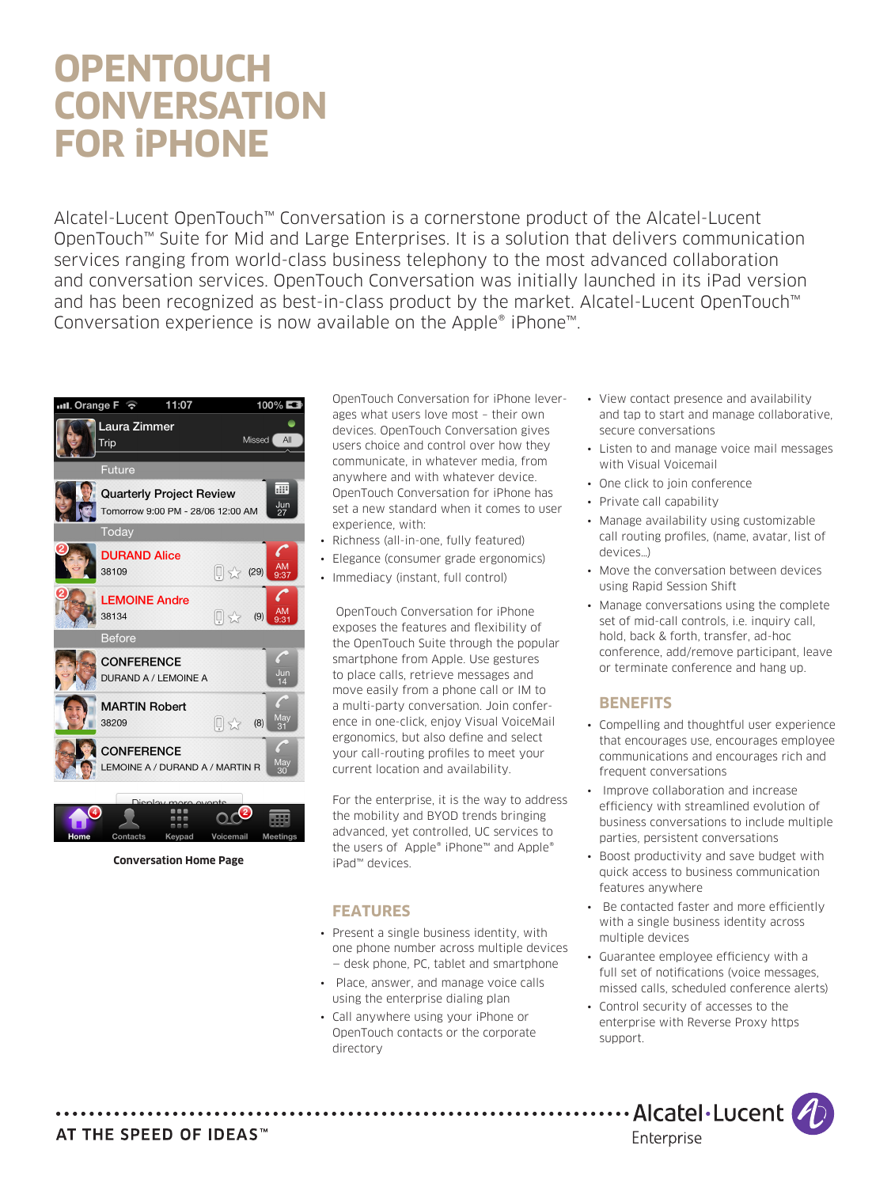# OPENTOUCH CONVERSATION FOR iPHONE

Alcatel-Lucent OpenTouch™ Conversation is a cornerstone product of the Alcatel-Lucent OpenTouch™ Suite for Mid and Large Enterprises. It is a solution that delivers communication services ranging from world-class business telephony to the most advanced collaboration and conversation services. OpenTouch Conversation was initially launched in its iPad version and has been recognized as best-in-class product by the market. Alcatel-Lucent OpenTouch™ Conversation experience is now available on the Apple® iPhone™.

Conversation Home Page

OpenTouch Conversation for iPhone leverages what users love most – their own devices. OpenTouch Conversation gives users choice and control over how they communicate, in whatever media, from anywhere and with whatever device. OpenTouch Conversation for iPhone has set a new standard when it comes to user experience, with:

- Richness (all-in-one, fully featured)
- Elegance (consumer grade ergonomics)
- Immediacy (instant, full control)

OpenTouch Conversation for iPhone exposes the features and flexibility of the OpenTouch Suite through the popular smartphone from Apple. Use gestures to place calls, retrieve messages and move easily from a phone call or IM to a multi-party conversation. Join conference in one-click, enjoy Visual VoiceMail ergonomics, but also define and select your call-routing profiles to meet your current location and availability.

For the enterprise, it is the way to address the mobility and BYOD trends bringing advanced, yet controlled, UC services to the users of Apple® iPhone™ and Apple® iPad™ devices.

## FEATURES

- Present a single business identity, with one phone number across multiple devices – desk phone, PC, tablet and smartphone
- Place, answer, and manage voice calls using the enterprise dialing plan
- Call anywhere using your iPhone or OpenTouch contacts or the corporate directory
- View contact presence and availability and tap to start and manage collaborative, secure conversations
- Listen to and manage voice mail messages with Visual Voicemail
- One click to join conference
- Private call capability
- Manage availability using customizable call routing profiles, (name, avatar, list of devices…)
- Move the conversation between devices using Rapid Session Shift
- Manage conversations using the complete set of mid-call controls, i.e. inquiry call, hold, back & forth, transfer, ad-hoc conference, add/remove participant, leave or terminate conference and hang up.

## BENEFITS

- Compelling and thoughtful user experience that encourages use, encourages employee communications and encourages rich and frequent conversations
- Improve collaboration and increase efficiency with streamlined evolution of business conversations to include multiple parties, persistent conversations
- Boost productivity and save budget with quick access to business communication features anywhere
- Be contacted faster and more efficiently with a single business identity across multiple devices
- Guarantee employee efficiency with a full set of notifications (voice messages, missed calls, scheduled conference alerts)
- Control security of accesses to the enterprise with Reverse Proxy https support.

AT THE SPEED OF IDEAS™

Alcatel·Lucent Enterprise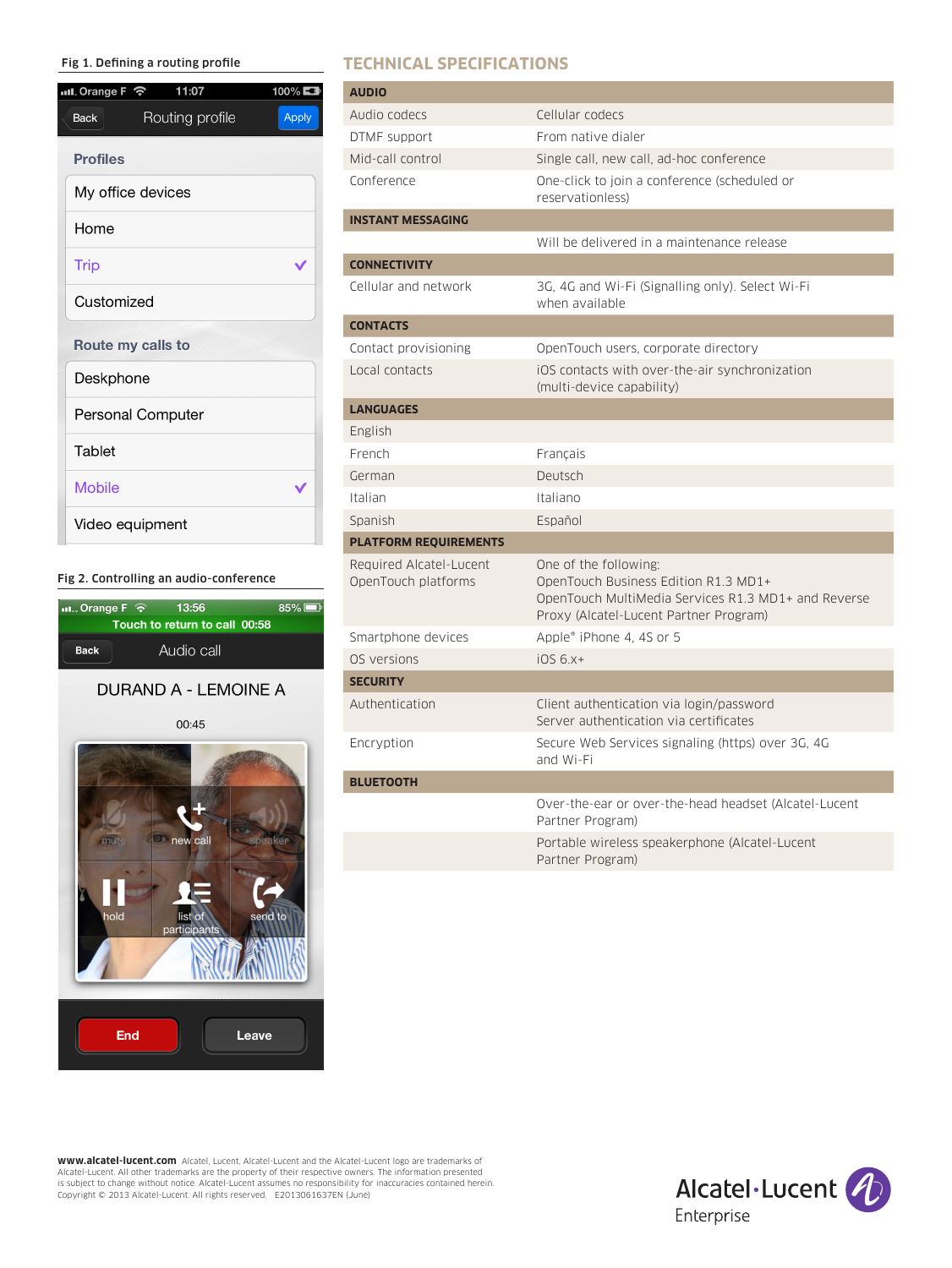Fig 1. Defining a routing profile

Fig 2. Controlling an audio-conference

## TECHNICAL SPECIFICATIONS

| | |
|---|---|
| **AUDIO** | |
| Audio codecs | Cellular codecs |
| DTMF support | From native dialer |
| Mid-call control | Single call, new call, ad-hoc conference |
| Conference | One-click to join a conference (scheduled or reservationless) |
| **INSTANT MESSAGING** | |
| | Will be delivered in a maintenance release |
| **CONNECTIVITY** | |
| Cellular and network | 3G, 4G and Wi-Fi (Signalling only). Select Wi-Fi when available |
| **CONTACTS** | |
| Contact provisioning | OpenTouch users, corporate directory |
| Local contacts | iOS contacts with over-the-air synchronization (multi-device capability) |
| **LANGUAGES** | |
| English | |
| French | Français |
| German | Deutsch |
| Italian | Italiano |
| Spanish | Español |
| **PLATFORM REQUIREMENTS** | |
| Required Alcatel-Lucent OpenTouch platforms | One of the following: OpenTouch Business Edition R1.3 MD1+ OpenTouch MultiMedia Services R1.3 MD1+ and Reverse Proxy (Alcatel-Lucent Partner Program) |
| Smartphone devices | Apple® iPhone 4, 4S or 5 |
| OS versions | iOS 6.x+ |
| **SECURITY** | |
| Authentication | Client authentication via login/password Server authentication via certificates |
| Encryption | Secure Web Services signaling (https) over 3G, 4G and Wi-Fi |
| **BLUETOOTH** | |
| | Over-the-ear or over-the-head headset (Alcatel-Lucent Partner Program) |
| | Portable wireless speakerphone (Alcatel-Lucent Partner Program) |

**www.alcatel-lucent.com** Alcatel, Lucent, Alcatel-Lucent and the Alcatel-Lucent logo are trademarks of Alcatel-Lucent. All other trademarks are the property of their respective owners. The information presented is subject to change without notice. Alcatel-Lucent assumes no responsibility for inaccuracies contained herein. Copyright © 2013 Alcatel-Lucent. All rights reserved. E2013061637EN (June)

Alcatel·Lucent Enterprise